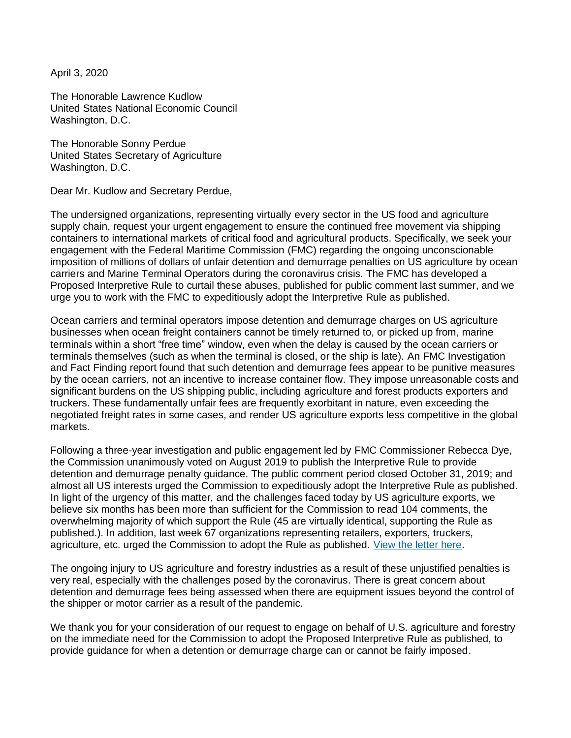April 3, 2020

The Honorable Lawrence Kudlow
United States National Economic Council
Washington, D.C.

The Honorable Sonny Perdue
United States Secretary of Agriculture
Washington, D.C.

Dear Mr. Kudlow and Secretary Perdue,

The undersigned organizations, representing virtually every sector in the US food and agriculture supply chain, request your urgent engagement to ensure the continued free movement via shipping containers to international markets of critical food and agricultural products. Specifically, we seek your engagement with the Federal Maritime Commission (FMC) regarding the ongoing unconscionable imposition of millions of dollars of unfair detention and demurrage penalties on US agriculture by ocean carriers and Marine Terminal Operators during the coronavirus crisis. The FMC has developed a Proposed Interpretive Rule to curtail these abuses, published for public comment last summer, and we urge you to work with the FMC to expeditiously adopt the Interpretive Rule as published.

Ocean carriers and terminal operators impose detention and demurrage charges on US agriculture businesses when ocean freight containers cannot be timely returned to, or picked up from, marine terminals within a short "free time" window, even when the delay is caused by the ocean carriers or terminals themselves (such as when the terminal is closed, or the ship is late). An FMC Investigation and Fact Finding report found that such detention and demurrage fees appear to be punitive measures by the ocean carriers, not an incentive to increase container flow. They impose unreasonable costs and significant burdens on the US shipping public, including agriculture and forest products exporters and truckers. These fundamentally unfair fees are frequently exorbitant in nature, even exceeding the negotiated freight rates in some cases, and render US agriculture exports less competitive in the global markets.

Following a three-year investigation and public engagement led by FMC Commissioner Rebecca Dye, the Commission unanimously voted on August 2019 to publish the Interpretive Rule to provide detention and demurrage penalty guidance. The public comment period closed October 31, 2019; and almost all US interests urged the Commission to expeditiously adopt the Interpretive Rule as published. In light of the urgency of this matter, and the challenges faced today by US agriculture exports, we believe six months has been more than sufficient for the Commission to read 104 comments, the overwhelming majority of which support the Rule (45 are virtually identical, supporting the Rule as published.). In addition, last week 67 organizations representing retailers, exporters, truckers, agriculture, etc. urged the Commission to adopt the Rule as published. [View the letter here].

The ongoing injury to US agriculture and forestry industries as a result of these unjustified penalties is very real, especially with the challenges posed by the coronavirus. There is great concern about detention and demurrage fees being assessed when there are equipment issues beyond the control of the shipper or motor carrier as a result of the pandemic.

We thank you for your consideration of our request to engage on behalf of U.S. agriculture and forestry on the immediate need for the Commission to adopt the Proposed Interpretive Rule as published, to provide guidance for when a detention or demurrage charge can or cannot be fairly imposed.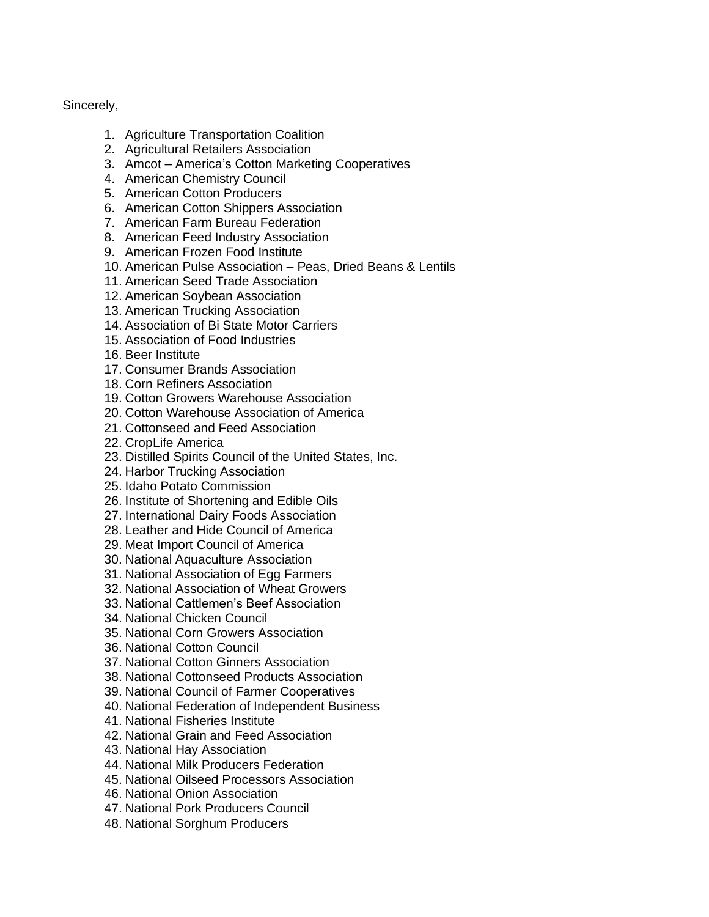Sincerely,

1. Agriculture Transportation Coalition
2. Agricultural Retailers Association
3. Amcot – America's Cotton Marketing Cooperatives
4. American Chemistry Council
5. American Cotton Producers
6. American Cotton Shippers Association
7. American Farm Bureau Federation
8. American Feed Industry Association
9. American Frozen Food Institute
10. American Pulse Association – Peas, Dried Beans & Lentils
11. American Seed Trade Association
12. American Soybean Association
13. American Trucking Association
14. Association of Bi State Motor Carriers
15. Association of Food Industries
16. Beer Institute
17. Consumer Brands Association
18. Corn Refiners Association
19. Cotton Growers Warehouse Association
20. Cotton Warehouse Association of America
21. Cottonseed and Feed Association
22. CropLife America
23. Distilled Spirits Council of the United States, Inc.
24. Harbor Trucking Association
25. Idaho Potato Commission
26. Institute of Shortening and Edible Oils
27. International Dairy Foods Association
28. Leather and Hide Council of America
29. Meat Import Council of America
30. National Aquaculture Association
31. National Association of Egg Farmers
32. National Association of Wheat Growers
33. National Cattlemen's Beef Association
34. National Chicken Council
35. National Corn Growers Association
36. National Cotton Council
37. National Cotton Ginners Association
38. National Cottonseed Products Association
39. National Council of Farmer Cooperatives
40. National Federation of Independent Business
41. National Fisheries Institute
42. National Grain and Feed Association
43. National Hay Association
44. National Milk Producers Federation
45. National Oilseed Processors Association
46. National Onion Association
47. National Pork Producers Council
48. National Sorghum Producers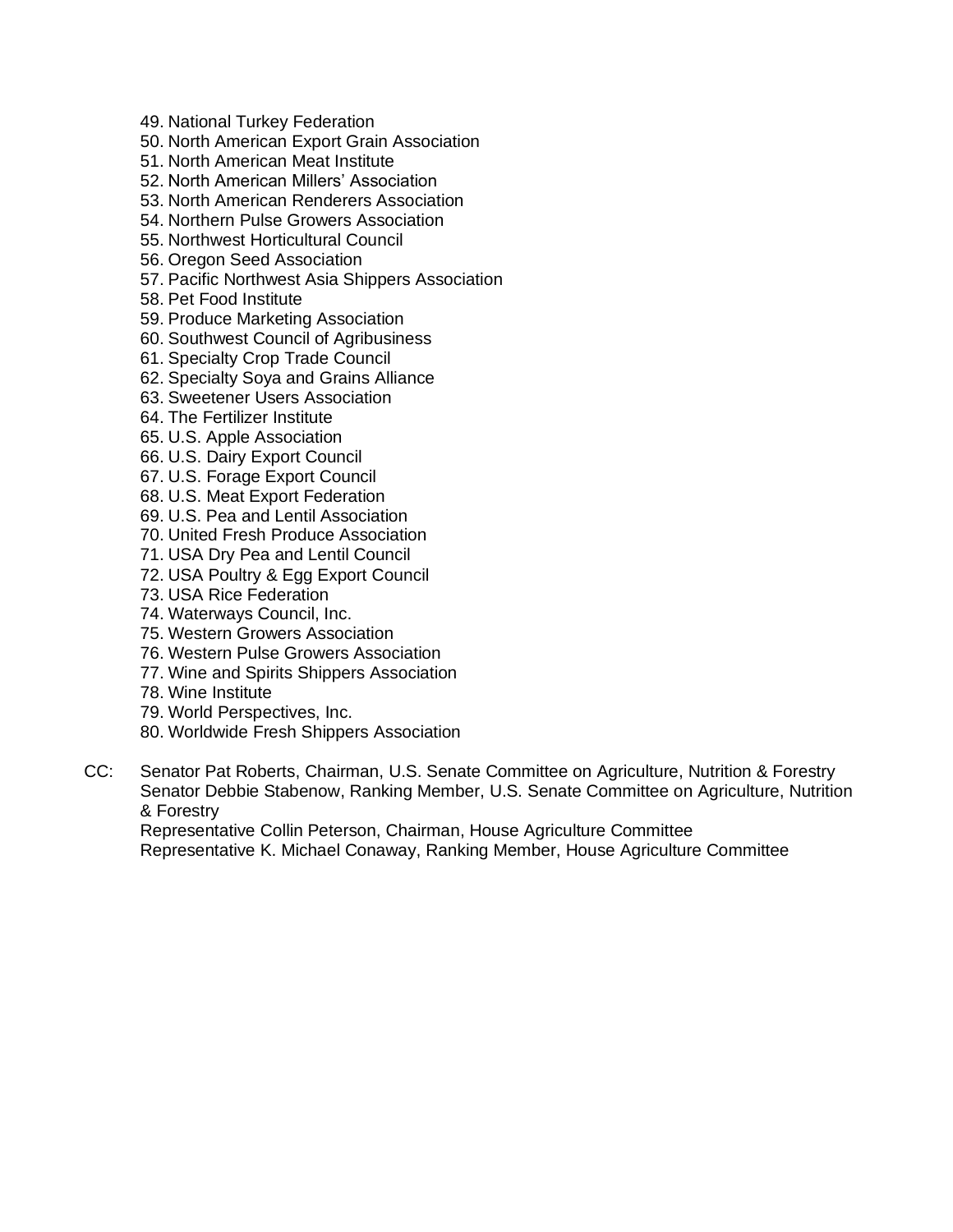49. National Turkey Federation
50. North American Export Grain Association
51. North American Meat Institute
52. North American Millers’ Association
53. North American Renderers Association
54. Northern Pulse Growers Association
55. Northwest Horticultural Council
56. Oregon Seed Association
57. Pacific Northwest Asia Shippers Association
58. Pet Food Institute
59. Produce Marketing Association
60. Southwest Council of Agribusiness
61. Specialty Crop Trade Council
62. Specialty Soya and Grains Alliance
63. Sweetener Users Association
64. The Fertilizer Institute
65. U.S. Apple Association
66. U.S. Dairy Export Council
67. U.S. Forage Export Council
68. U.S. Meat Export Federation
69. U.S. Pea and Lentil Association
70. United Fresh Produce Association
71. USA Dry Pea and Lentil Council
72. USA Poultry & Egg Export Council
73. USA Rice Federation
74. Waterways Council, Inc.
75. Western Growers Association
76. Western Pulse Growers Association
77. Wine and Spirits Shippers Association
78. Wine Institute
79. World Perspectives, Inc.
80. Worldwide Fresh Shippers Association

CC: Senator Pat Roberts, Chairman, U.S. Senate Committee on Agriculture, Nutrition & Forestry
Senator Debbie Stabenow, Ranking Member, U.S. Senate Committee on Agriculture, Nutrition & Forestry
Representative Collin Peterson, Chairman, House Agriculture Committee
Representative K. Michael Conaway, Ranking Member, House Agriculture Committee